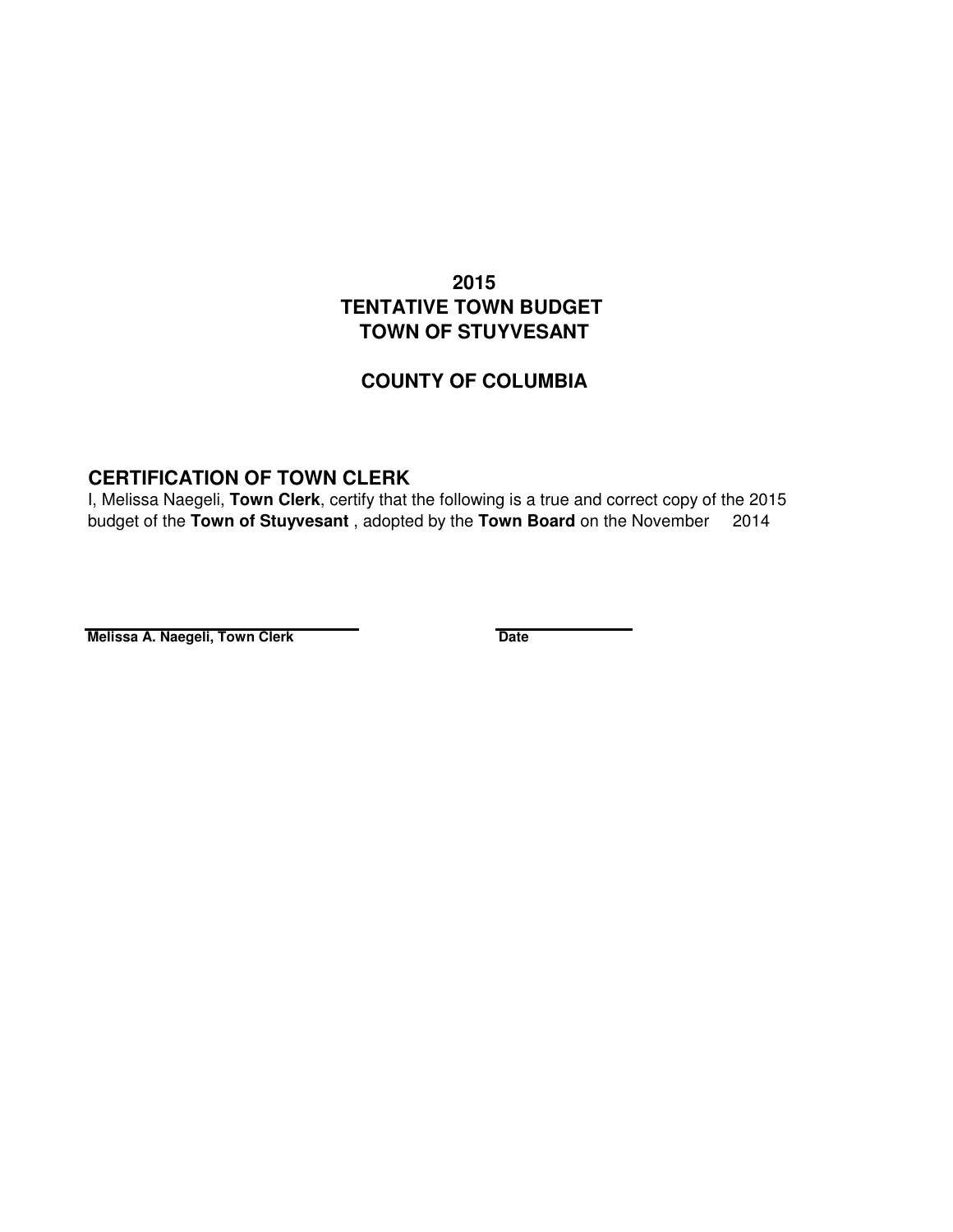# 2015
# TENTATIVE TOWN BUDGET
# TOWN OF STUYVESANT

## COUNTY OF COLUMBIA

## CERTIFICATION OF TOWN CLERK

I, Melissa Naegeli, **Town Clerk**, certify that the following is a true and correct copy of the 2015 budget of the **Town of Stuyvesant** , adopted by the **Town Board** on the November 2014

**Melissa A. Naegeli, Town Clerk** **Date**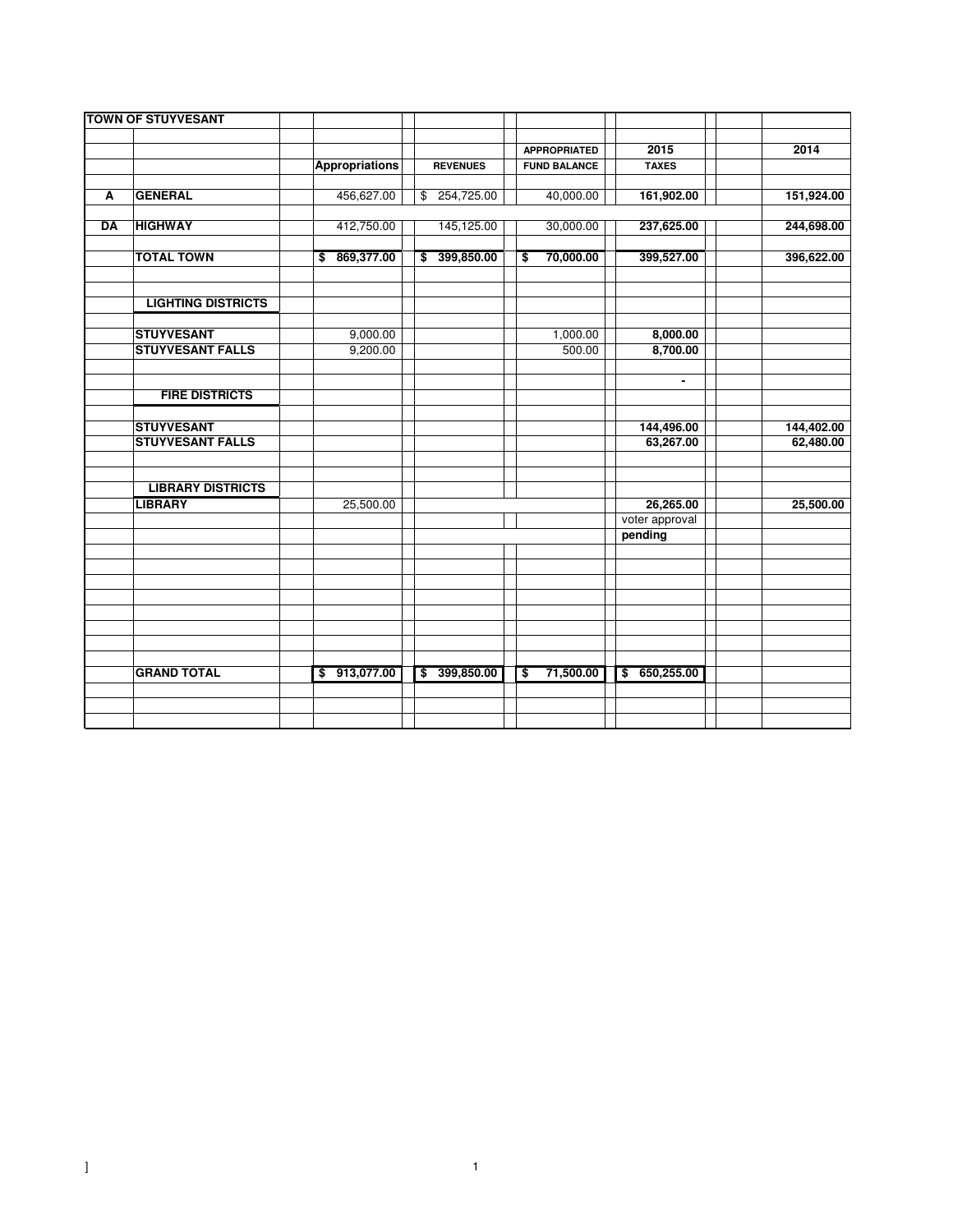| TOWN OF STUYVESANT | | | | | | |
|---|---|---|---|---|---|---|
| | | **Appropriations** | **REVENUES** | **APPROPRIATED FUND BALANCE** | **2015 TAXES** | **2014** |
| **A** | **GENERAL** | 456,627.00 | $ 254,725.00 | 40,000.00 | **161,902.00** | **151,924.00** |
| **DA** | **HIGHWAY** | 412,750.00 | 145,125.00 | 30,000.00 | **237,625.00** | **244,698.00** |
| | **TOTAL TOWN** | **$ 869,377.00** | **$ 399,850.00** | **$ 70,000.00** | **399,527.00** | **396,622.00** |
| | **LIGHTING DISTRICTS** | | | | | |
| | **STUYVESANT** | 9,000.00 | | 1,000.00 | **8,000.00** | |
| | **STUYVESANT FALLS** | 9,200.00 | | 500.00 | **8,700.00** | |
| | | | | | **-** | |
| | **FIRE DISTRICTS** | | | | | |
| | **STUYVESANT** | | | | **144,496.00** | **144,402.00** |
| | **STUYVESANT FALLS** | | | | **63,267.00** | **62,480.00** |
| | **LIBRARY DISTRICTS** | | | | | |
| | **LIBRARY** | 25,500.00 | | | **26,265.00** | **25,500.00** |
| | | | | | voter approval | |
| | | | | | **pending** | |
| | **GRAND TOTAL** | **$ 913,077.00** | **$ 399,850.00** | **$ 71,500.00** | **$ 650,255.00** | |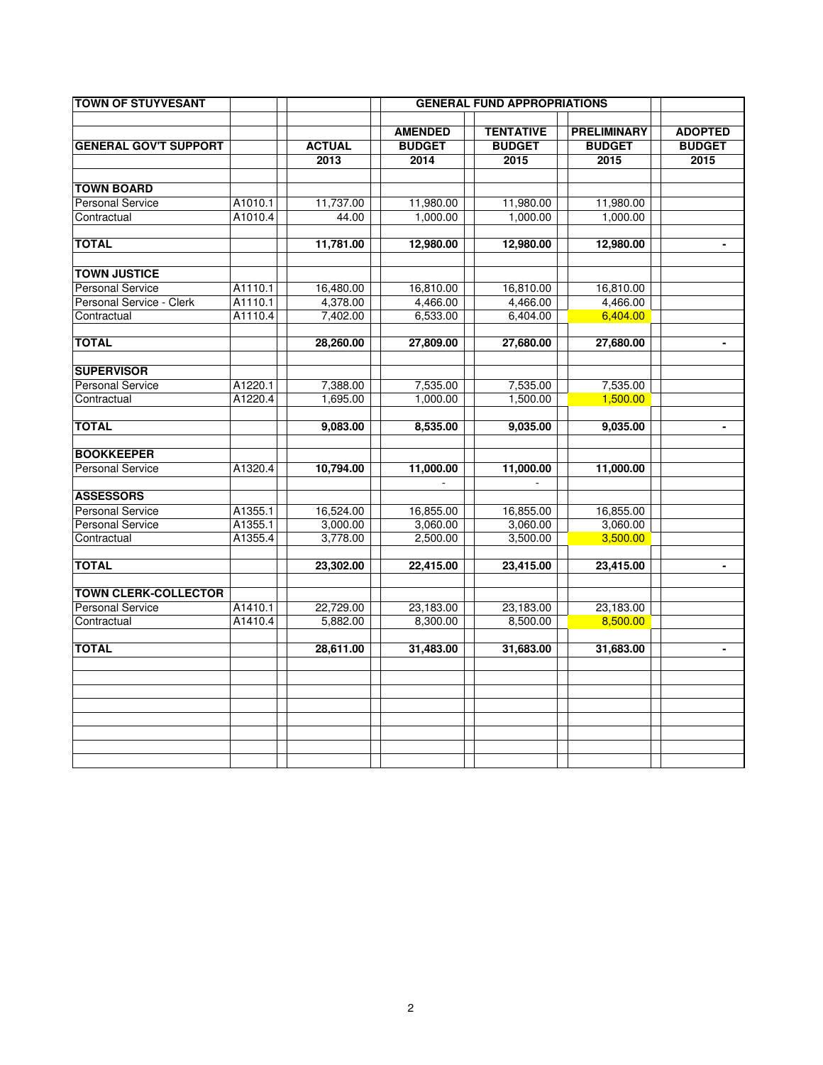| TOWN OF STUYVESANT | | GENERAL FUND APPROPRIATIONS | | | | |
|---|---|---|---|---|---|---|
| | | | | | | |
| | | | AMENDED | TENTATIVE | PRELIMINARY | ADOPTED |
| **GENERAL GOV'T SUPPORT** | | **ACTUAL** | **BUDGET** | **BUDGET** | **BUDGET** | **BUDGET** |
| | | **2013** | **2014** | **2015** | **2015** | **2015** |
| | | | | | | |
| **TOWN BOARD** | | | | | | |
| Personal Service | A1010.1 | 11,737.00 | 11,980.00 | 11,980.00 | 11,980.00 | |
| Contractual | A1010.4 | 44.00 | 1,000.00 | 1,000.00 | 1,000.00 | |
| | | | | | | |
| **TOTAL** | | **11,781.00** | **12,980.00** | **12,980.00** | **12,980.00** | - |
| | | | | | | |
| **TOWN JUSTICE** | | | | | | |
| Personal Service | A1110.1 | 16,480.00 | 16,810.00 | 16,810.00 | 16,810.00 | |
| Personal Service - Clerk | A1110.1 | 4,378.00 | 4,466.00 | 4,466.00 | 4,466.00 | |
| Contractual | A1110.4 | 7,402.00 | 6,533.00 | 6,404.00 | 6,404.00 | |
| | | | | | | |
| **TOTAL** | | **28,260.00** | **27,809.00** | **27,680.00** | **27,680.00** | - |
| | | | | | | |
| **SUPERVISOR** | | | | | | |
| Personal Service | A1220.1 | 7,388.00 | 7,535.00 | 7,535.00 | 7,535.00 | |
| Contractual | A1220.4 | 1,695.00 | 1,000.00 | 1,500.00 | 1,500.00 | |
| | | | | | | |
| **TOTAL** | | **9,083.00** | **8,535.00** | **9,035.00** | **9,035.00** | - |
| | | | | | | |
| **BOOKKEEPER** | | | | | | |
| Personal Service | A1320.4 | **10,794.00** | **11,000.00** | **11,000.00** | **11,000.00** | |
| | | | - | - | | |
| **ASSESSORS** | | | | | | |
| Personal Service | A1355.1 | 16,524.00 | 16,855.00 | 16,855.00 | 16,855.00 | |
| Personal Service | A1355.1 | 3,000.00 | 3,060.00 | 3,060.00 | 3,060.00 | |
| Contractual | A1355.4 | 3,778.00 | 2,500.00 | 3,500.00 | 3,500.00 | |
| | | | | | | |
| **TOTAL** | | **23,302.00** | **22,415.00** | **23,415.00** | **23,415.00** | - |
| | | | | | | |
| **TOWN CLERK-COLLECTOR** | | | | | | |
| Personal Service | A1410.1 | 22,729.00 | 23,183.00 | 23,183.00 | 23,183.00 | |
| Contractual | A1410.4 | 5,882.00 | 8,300.00 | 8,500.00 | 8,500.00 | |
| | | | | | | |
| **TOTAL** | | **28,611.00** | **31,483.00** | **31,683.00** | **31,683.00** | - |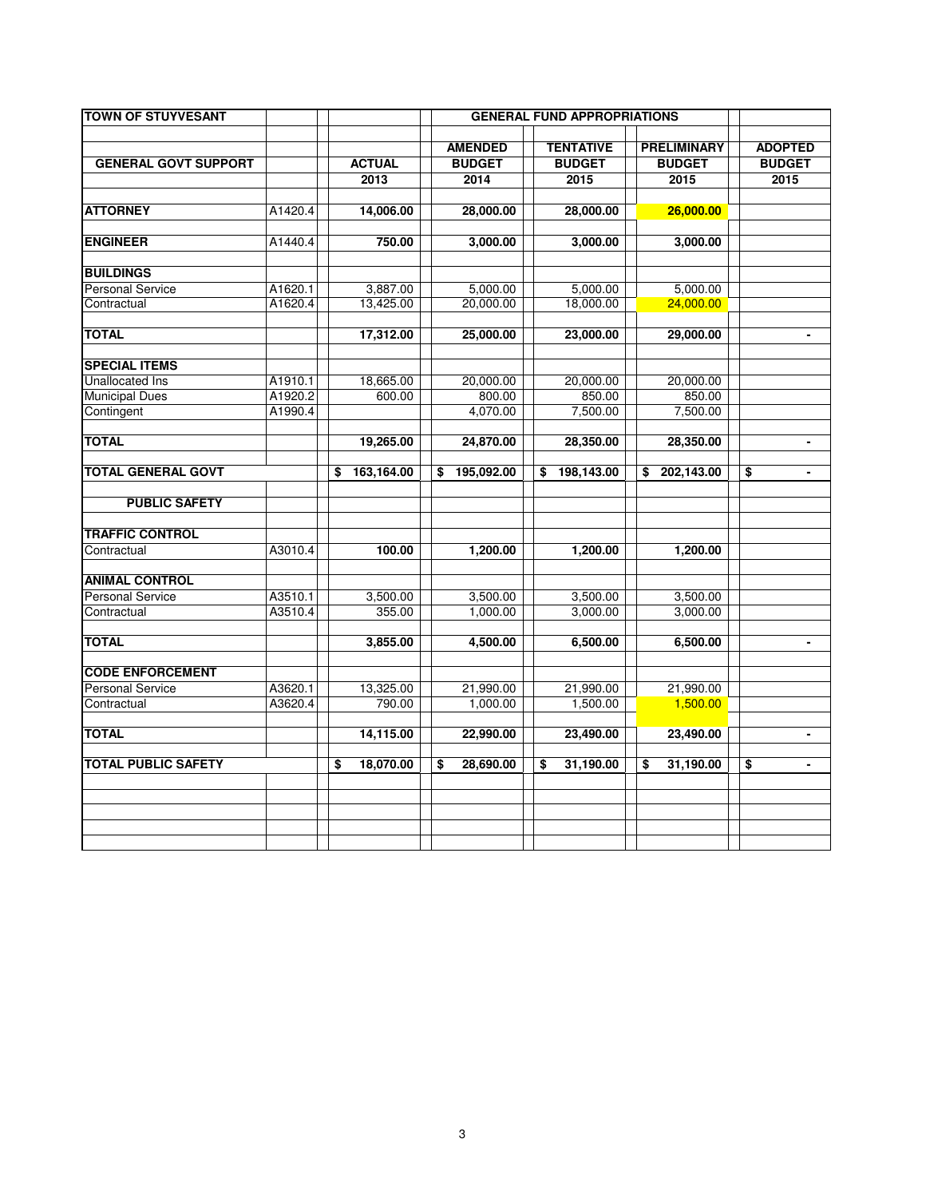| TOWN OF STUYVESANT | | | GENERAL FUND APPROPRIATIONS | | | |
|---|---|---|---|---|---|---|
| | | | AMENDED | TENTATIVE | PRELIMINARY | ADOPTED |
| **GENERAL GOVT SUPPORT** | | **ACTUAL** | **BUDGET** | **BUDGET** | **BUDGET** | **BUDGET** |
| | | **2013** | **2014** | **2015** | **2015** | **2015** |
| **ATTORNEY** | A1420.4 | **14,006.00** | **28,000.00** | **28,000.00** | **26,000.00** | |
| **ENGINEER** | A1440.4 | **750.00** | **3,000.00** | **3,000.00** | **3,000.00** | |
| **BUILDINGS** | | | | | | |
| Personal Service | A1620.1 | 3,887.00 | 5,000.00 | 5,000.00 | 5,000.00 | |
| Contractual | A1620.4 | 13,425.00 | 20,000.00 | 18,000.00 | 24,000.00 | |
| **TOTAL** | | **17,312.00** | **25,000.00** | **23,000.00** | **29,000.00** | **-** |
| **SPECIAL ITEMS** | | | | | | |
| Unallocated Ins | A1910.1 | 18,665.00 | 20,000.00 | 20,000.00 | 20,000.00 | |
| Municipal Dues | A1920.2 | 600.00 | 800.00 | 850.00 | 850.00 | |
| Contingent | A1990.4 | | 4,070.00 | 7,500.00 | 7,500.00 | |
| **TOTAL** | | **19,265.00** | **24,870.00** | **28,350.00** | **28,350.00** | **-** |
| **TOTAL GENERAL GOVT** | | **$ 163,164.00** | **$ 195,092.00** | **$ 198,143.00** | **$ 202,143.00** | **$ -** |
| **PUBLIC SAFETY** | | | | | | |
| **TRAFFIC CONTROL** | | | | | | |
| Contractual | A3010.4 | **100.00** | **1,200.00** | **1,200.00** | **1,200.00** | |
| **ANIMAL CONTROL** | | | | | | |
| Personal Service | A3510.1 | 3,500.00 | 3,500.00 | 3,500.00 | 3,500.00 | |
| Contractual | A3510.4 | 355.00 | 1,000.00 | 3,000.00 | 3,000.00 | |
| **TOTAL** | | **3,855.00** | **4,500.00** | **6,500.00** | **6,500.00** | **-** |
| **CODE ENFORCEMENT** | | | | | | |
| Personal Service | A3620.1 | 13,325.00 | 21,990.00 | 21,990.00 | 21,990.00 | |
| Contractual | A3620.4 | 790.00 | 1,000.00 | 1,500.00 | 1,500.00 | |
| **TOTAL** | | **14,115.00** | **22,990.00** | **23,490.00** | **23,490.00** | **-** |
| **TOTAL PUBLIC SAFETY** | | **$ 18,070.00** | **$ 28,690.00** | **$ 31,190.00** | **$ 31,190.00** | **$ -** |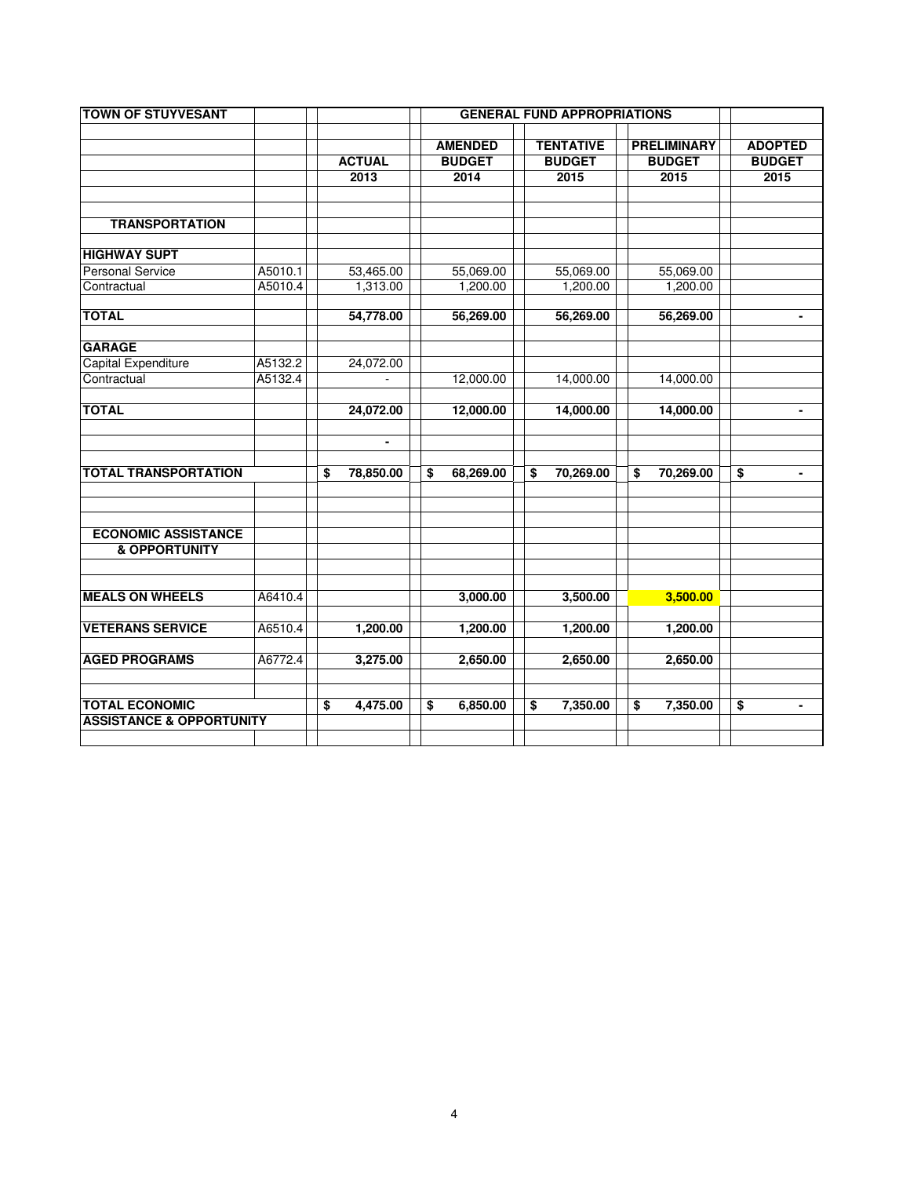| TOWN OF STUYVESANT | | | GENERAL FUND APPROPRIATIONS | | | |
|---|---|---|---|---|---|---|
| | | ACTUAL 2013 | AMENDED BUDGET 2014 | TENTATIVE BUDGET 2015 | PRELIMINARY BUDGET 2015 | ADOPTED BUDGET 2015 |
| **TRANSPORTATION** | | | | | | |
| **HIGHWAY SUPT** | | | | | | |
| Personal Service | A5010.1 | 53,465.00 | 55,069.00 | 55,069.00 | 55,069.00 | |
| Contractual | A5010.4 | 1,313.00 | 1,200.00 | 1,200.00 | 1,200.00 | |
| **TOTAL** | | **54,778.00** | **56,269.00** | **56,269.00** | **56,269.00** | **-** |
| **GARAGE** | | | | | | |
| Capital Expenditure | A5132.2 | 24,072.00 | | | | |
| Contractual | A5132.4 | - | 12,000.00 | 14,000.00 | 14,000.00 | |
| **TOTAL** | | **24,072.00** | **12,000.00** | **14,000.00** | **14,000.00** | **-** |
| | | **-** | | | | |
| **TOTAL TRANSPORTATION** | | **$ 78,850.00** | **$ 68,269.00** | **$ 70,269.00** | **$ 70,269.00** | **$ -** |
| **ECONOMIC ASSISTANCE & OPPORTUNITY** | | | | | | |
| **MEALS ON WHEELS** | A6410.4 | | **3,000.00** | **3,500.00** | **3,500.00** | |
| **VETERANS SERVICE** | A6510.4 | **1,200.00** | **1,200.00** | **1,200.00** | **1,200.00** | |
| **AGED PROGRAMS** | A6772.4 | **3,275.00** | **2,650.00** | **2,650.00** | **2,650.00** | |
| **TOTAL ECONOMIC ASSISTANCE & OPPORTUNITY** | | **$ 4,475.00** | **$ 6,850.00** | **$ 7,350.00** | **$ 7,350.00** | **$ -** |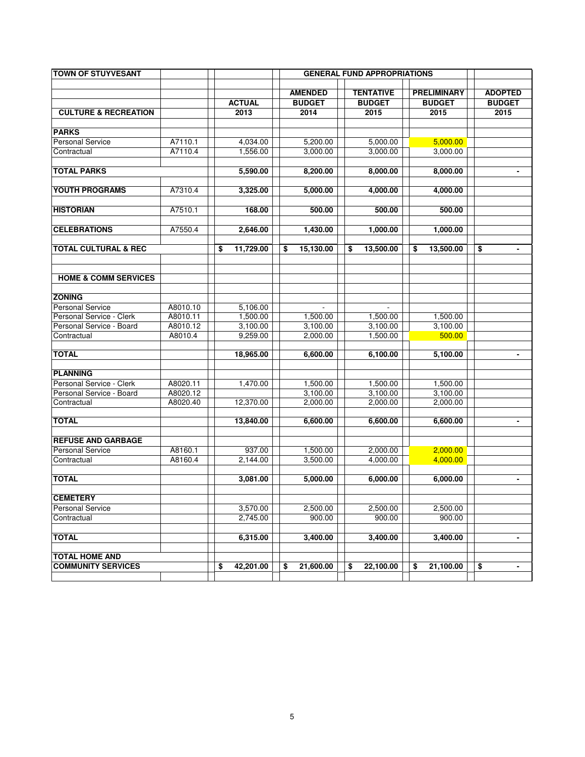| TOWN OF STUYVESANT | | | GENERAL FUND APPROPRIATIONS | | | |
|---|---|---|---|---|---|---|
| | | | **AMENDED** | **TENTATIVE** | **PRELIMINARY** | **ADOPTED** |
| | | **ACTUAL** | **BUDGET** | **BUDGET** | **BUDGET** | **BUDGET** |
| **CULTURE & RECREATION** | | **2013** | **2014** | **2015** | **2015** | **2015** |
| **PARKS** | | | | | | |
| Personal Service | A7110.1 | 4,034.00 | 5,200.00 | 5,000.00 | 5,000.00 | |
| Contractual | A7110.4 | 1,556.00 | 3,000.00 | 3,000.00 | 3,000.00 | |
| **TOTAL PARKS** | | **5,590.00** | **8,200.00** | **8,000.00** | **8,000.00** | **-** |
| **YOUTH PROGRAMS** | A7310.4 | **3,325.00** | **5,000.00** | **4,000.00** | **4,000.00** | |
| **HISTORIAN** | A7510.1 | **168.00** | **500.00** | **500.00** | **500.00** | |
| **CELEBRATIONS** | A7550.4 | **2,646.00** | **1,430.00** | **1,000.00** | **1,000.00** | |
| **TOTAL CULTURAL & REC** | | **$ 11,729.00** | **$ 15,130.00** | **$ 13,500.00** | **$ 13,500.00** | **$ -** |
| **HOME & COMM SERVICES** | | | | | | |
| **ZONING** | | | | | | |
| Personal Service | A8010.10 | 5,106.00 | - | - | | |
| Personal Service - Clerk | A8010.11 | 1,500.00 | 1,500.00 | 1,500.00 | 1,500.00 | |
| Personal Service - Board | A8010.12 | 3,100.00 | 3,100.00 | 3,100.00 | 3,100.00 | |
| Contractual | A8010.4 | 9,259.00 | 2,000.00 | 1,500.00 | 500.00 | |
| **TOTAL** | | **18,965.00** | **6,600.00** | **6,100.00** | **5,100.00** | **-** |
| **PLANNING** | | | | | | |
| Personal Service - Clerk | A8020.11 | 1,470.00 | 1,500.00 | 1,500.00 | 1,500.00 | |
| Personal Service - Board | A8020.12 | | 3,100.00 | 3,100.00 | 3,100.00 | |
| Contractual | A8020.40 | 12,370.00 | 2,000.00 | 2,000.00 | 2,000.00 | |
| **TOTAL** | | **13,840.00** | **6,600.00** | **6,600.00** | **6,600.00** | **-** |
| **REFUSE AND GARBAGE** | | | | | | |
| Personal Service | A8160.1 | 937.00 | 1,500.00 | 2,000.00 | 2,000.00 | |
| Contractual | A8160.4 | 2,144.00 | 3,500.00 | 4,000.00 | 4,000.00 | |
| **TOTAL** | | **3,081.00** | **5,000.00** | **6,000.00** | **6,000.00** | **-** |
| **CEMETERY** | | | | | | |
| Personal Service | | 3,570.00 | 2,500.00 | 2,500.00 | 2,500.00 | |
| Contractual | | 2,745.00 | 900.00 | 900.00 | 900.00 | |
| **TOTAL** | | **6,315.00** | **3,400.00** | **3,400.00** | **3,400.00** | **-** |
| **TOTAL HOME AND COMMUNITY SERVICES** | | **$ 42,201.00** | **$ 21,600.00** | **$ 22,100.00** | **$ 21,100.00** | **$ -** |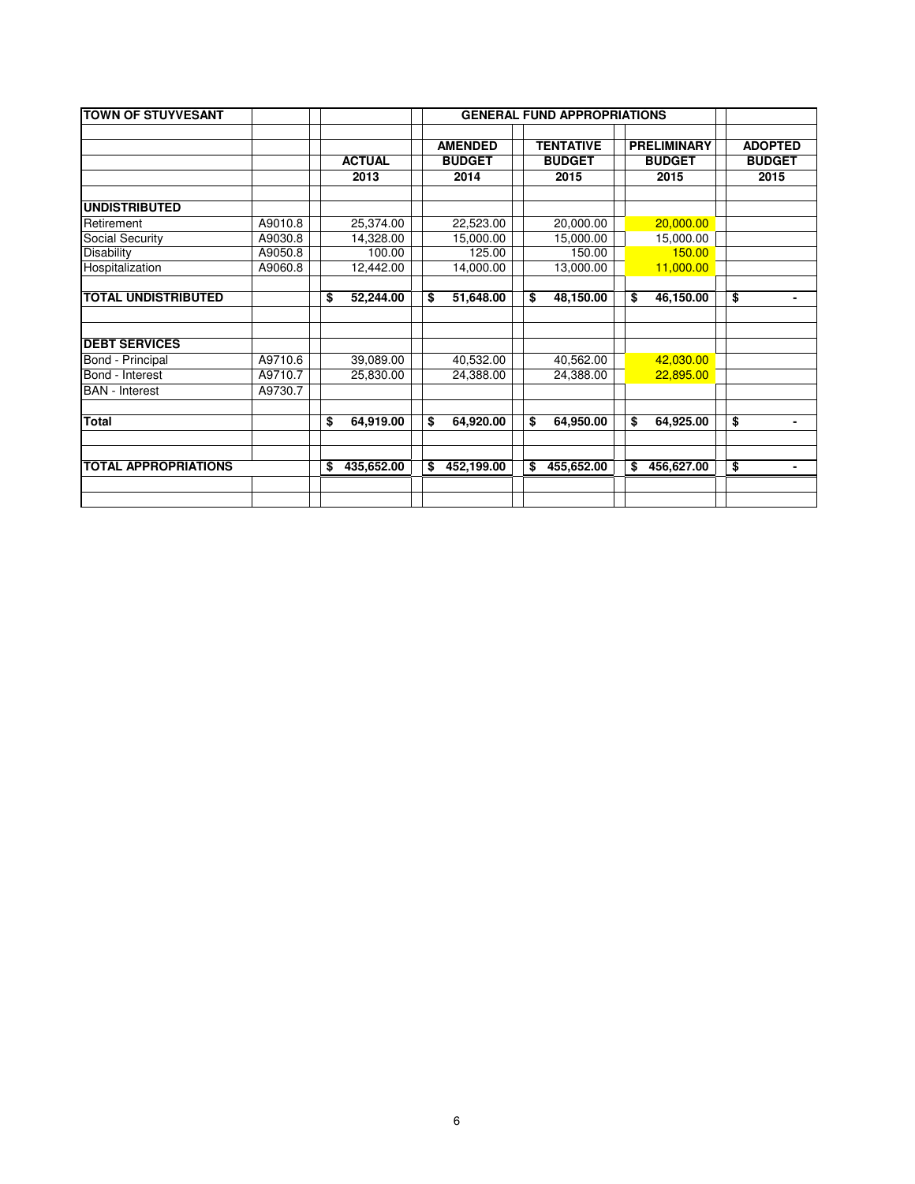| TOWN OF STUYVESANT | | | GENERAL FUND APPROPRIATIONS | | | |
|---|---|---|---|---|---|---|
| | | | AMENDED | TENTATIVE | PRELIMINARY | ADOPTED |
| | | ACTUAL | BUDGET | BUDGET | BUDGET | BUDGET |
| | | 2013 | 2014 | 2015 | 2015 | 2015 |
| **UNDISTRIBUTED** | | | | | | |
| Retirement | A9010.8 | 25,374.00 | 22,523.00 | 20,000.00 | 20,000.00 | |
| Social Security | A9030.8 | 14,328.00 | 15,000.00 | 15,000.00 | 15,000.00 | |
| Disability | A9050.8 | 100.00 | 125.00 | 150.00 | 150.00 | |
| Hospitalization | A9060.8 | 12,442.00 | 14,000.00 | 13,000.00 | 11,000.00 | |
| **TOTAL UNDISTRIBUTED** | | **$ 52,244.00** | **$ 51,648.00** | **$ 48,150.00** | **$ 46,150.00** | **$ -** |
| **DEBT SERVICES** | | | | | | |
| Bond - Principal | A9710.6 | 39,089.00 | 40,532.00 | 40,562.00 | 42,030.00 | |
| Bond - Interest | A9710.7 | 25,830.00 | 24,388.00 | 24,388.00 | 22,895.00 | |
| BAN - Interest | A9730.7 | | | | | |
| **Total** | | **$ 64,919.00** | **$ 64,920.00** | **$ 64,950.00** | **$ 64,925.00** | **$ -** |
| **TOTAL APPROPRIATIONS** | | **$ 435,652.00** | **$ 452,199.00** | **$ 455,652.00** | **$ 456,627.00** | **$ -** |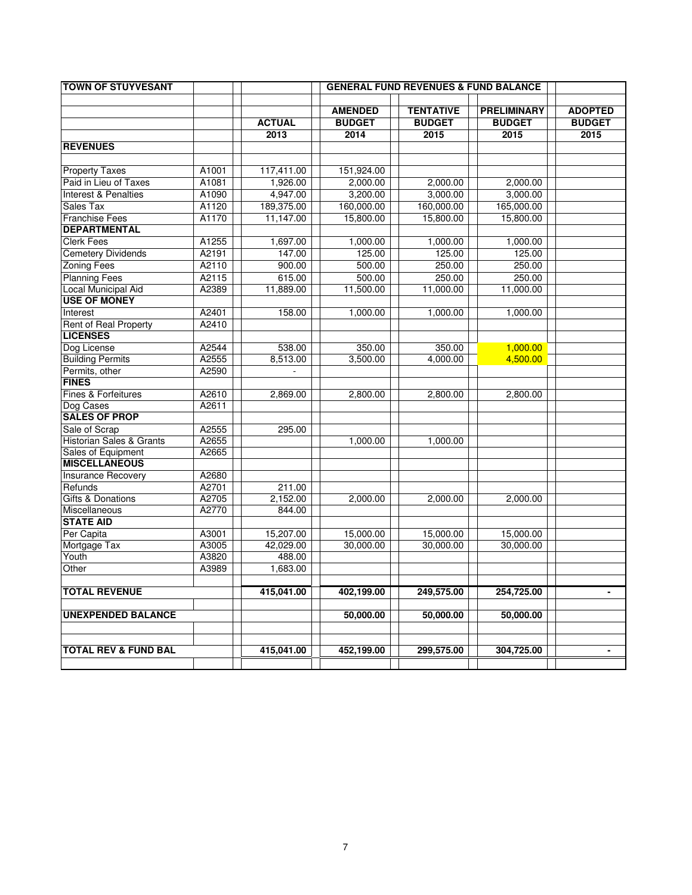| TOWN OF STUYVESANT | | | GENERAL FUND REVENUES & FUND BALANCE | | | |
|---|---|---|---|---|---|---|
| | | | AMENDED | TENTATIVE | PRELIMINARY | ADOPTED |
| | | ACTUAL | BUDGET | BUDGET | BUDGET | BUDGET |
| | | 2013 | 2014 | 2015 | 2015 | 2015 |
| **REVENUES** | | | | | | |
| Property Taxes | A1001 | 117,411.00 | 151,924.00 | | | |
| Paid in Lieu of Taxes | A1081 | 1,926.00 | 2,000.00 | 2,000.00 | 2,000.00 | |
| Interest & Penalties | A1090 | 4,947.00 | 3,200.00 | 3,000.00 | 3,000.00 | |
| Sales Tax | A1120 | 189,375.00 | 160,000.00 | 160,000.00 | 165,000.00 | |
| Franchise Fees | A1170 | 11,147.00 | 15,800.00 | 15,800.00 | 15,800.00 | |
| **DEPARTMENTAL** | | | | | | |
| Clerk Fees | A1255 | 1,697.00 | 1,000.00 | 1,000.00 | 1,000.00 | |
| Cemetery Dividends | A2191 | 147.00 | 125.00 | 125.00 | 125.00 | |
| Zoning Fees | A2110 | 900.00 | 500.00 | 250.00 | 250.00 | |
| Planning Fees | A2115 | 615.00 | 500.00 | 250.00 | 250.00 | |
| Local Municipal Aid | A2389 | 11,889.00 | 11,500.00 | 11,000.00 | 11,000.00 | |
| **USE OF MONEY** | | | | | | |
| Interest | A2401 | 158.00 | 1,000.00 | 1,000.00 | 1,000.00 | |
| Rent of Real Property | A2410 | | | | | |
| **LICENSES** | | | | | | |
| Dog License | A2544 | 538.00 | 350.00 | 350.00 | 1,000.00 | |
| Building Permits | A2555 | 8,513.00 | 3,500.00 | 4,000.00 | 4,500.00 | |
| Permits, other | A2590 | - | | | | |
| **FINES** | | | | | | |
| Fines & Forfeitures | A2610 | 2,869.00 | 2,800.00 | 2,800.00 | 2,800.00 | |
| Dog Cases | A2611 | | | | | |
| **SALES OF PROP** | | | | | | |
| Sale of Scrap | A2555 | 295.00 | | | | |
| Historian Sales & Grants | A2655 | | 1,000.00 | 1,000.00 | | |
| Sales of Equipment | A2665 | | | | | |
| **MISCELLANEOUS** | | | | | | |
| Insurance Recovery | A2680 | | | | | |
| Refunds | A2701 | 211.00 | | | | |
| Gifts & Donations | A2705 | 2,152.00 | 2,000.00 | 2,000.00 | 2,000.00 | |
| Miscellaneous | A2770 | 844.00 | | | | |
| **STATE AID** | | | | | | |
| Per Capita | A3001 | 15,207.00 | 15,000.00 | 15,000.00 | 15,000.00 | |
| Mortgage Tax | A3005 | 42,029.00 | 30,000.00 | 30,000.00 | 30,000.00 | |
| Youth | A3820 | 488.00 | | | | |
| Other | A3989 | 1,683.00 | | | | |
| **TOTAL REVENUE** | | **415,041.00** | **402,199.00** | **249,575.00** | **254,725.00** | - |
| **UNEXPENDED BALANCE** | | | **50,000.00** | **50,000.00** | **50,000.00** | |
| **TOTAL REV & FUND BAL** | | **415,041.00** | **452,199.00** | **299,575.00** | **304,725.00** | - |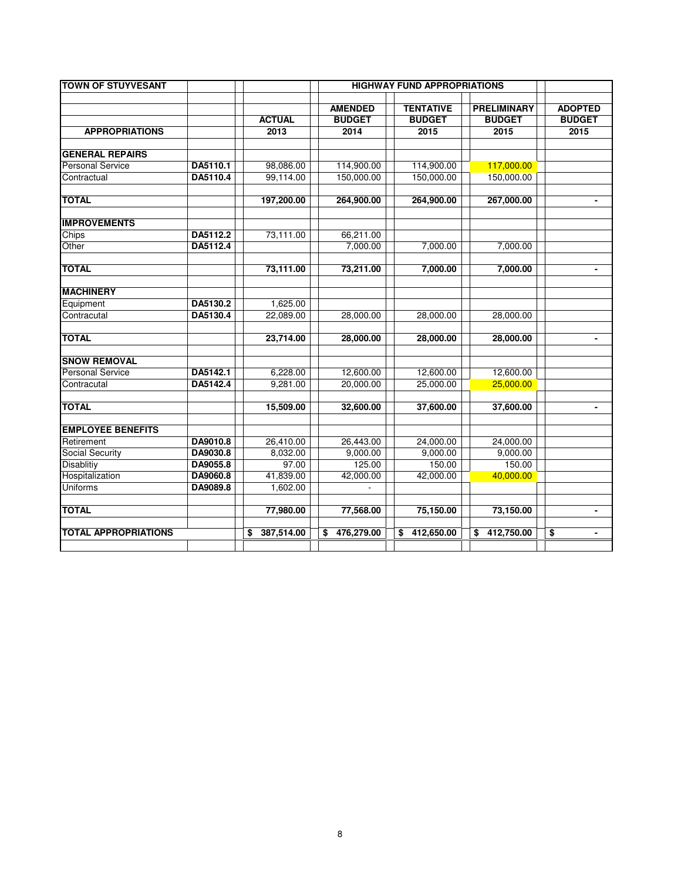| TOWN OF STUYVESANT | | | HIGHWAY FUND APPROPRIATIONS | | | |
|---|---|---|---|---|---|---|
| | | | AMENDED | TENTATIVE | PRELIMINARY | ADOPTED |
| | | ACTUAL | BUDGET | BUDGET | BUDGET | BUDGET |
| APPROPRIATIONS | | 2013 | 2014 | 2015 | 2015 | 2015 |
| **GENERAL REPAIRS** | | | | | | |
| Personal Service | DA5110.1 | 98,086.00 | 114,900.00 | 114,900.00 | 117,000.00 | |
| Contractual | DA5110.4 | 99,114.00 | 150,000.00 | 150,000.00 | 150,000.00 | |
| **TOTAL** | | 197,200.00 | 264,900.00 | 264,900.00 | 267,000.00 | - |
| **IMPROVEMENTS** | | | | | | |
| Chips | DA5112.2 | 73,111.00 | 66,211.00 | | | |
| Other | DA5112.4 | | 7,000.00 | 7,000.00 | 7,000.00 | |
| **TOTAL** | | 73,111.00 | 73,211.00 | 7,000.00 | 7,000.00 | - |
| **MACHINERY** | | | | | | |
| Equipment | DA5130.2 | 1,625.00 | | | | |
| Contracutal | DA5130.4 | 22,089.00 | 28,000.00 | 28,000.00 | 28,000.00 | |
| **TOTAL** | | 23,714.00 | 28,000.00 | 28,000.00 | 28,000.00 | - |
| **SNOW REMOVAL** | | | | | | |
| Personal Service | DA5142.1 | 6,228.00 | 12,600.00 | 12,600.00 | 12,600.00 | |
| Contracutal | DA5142.4 | 9,281.00 | 20,000.00 | 25,000.00 | 25,000.00 | |
| **TOTAL** | | 15,509.00 | 32,600.00 | 37,600.00 | 37,600.00 | - |
| **EMPLOYEE BENEFITS** | | | | | | |
| Retirement | DA9010.8 | 26,410.00 | 26,443.00 | 24,000.00 | 24,000.00 | |
| Social Security | DA9030.8 | 8,032.00 | 9,000.00 | 9,000.00 | 9,000.00 | |
| Disablitiy | DA9055.8 | 97.00 | 125.00 | 150.00 | 150.00 | |
| Hospitalization | DA9060.8 | 41,839.00 | 42,000.00 | 42,000.00 | 40,000.00 | |
| Uniforms | DA9089.8 | 1,602.00 | - | | | |
| **TOTAL** | | 77,980.00 | 77,568.00 | 75,150.00 | 73,150.00 | - |
| **TOTAL APPROPRIATIONS** | | $ 387,514.00 | $ 476,279.00 | $ 412,650.00 | $ 412,750.00 | $ - |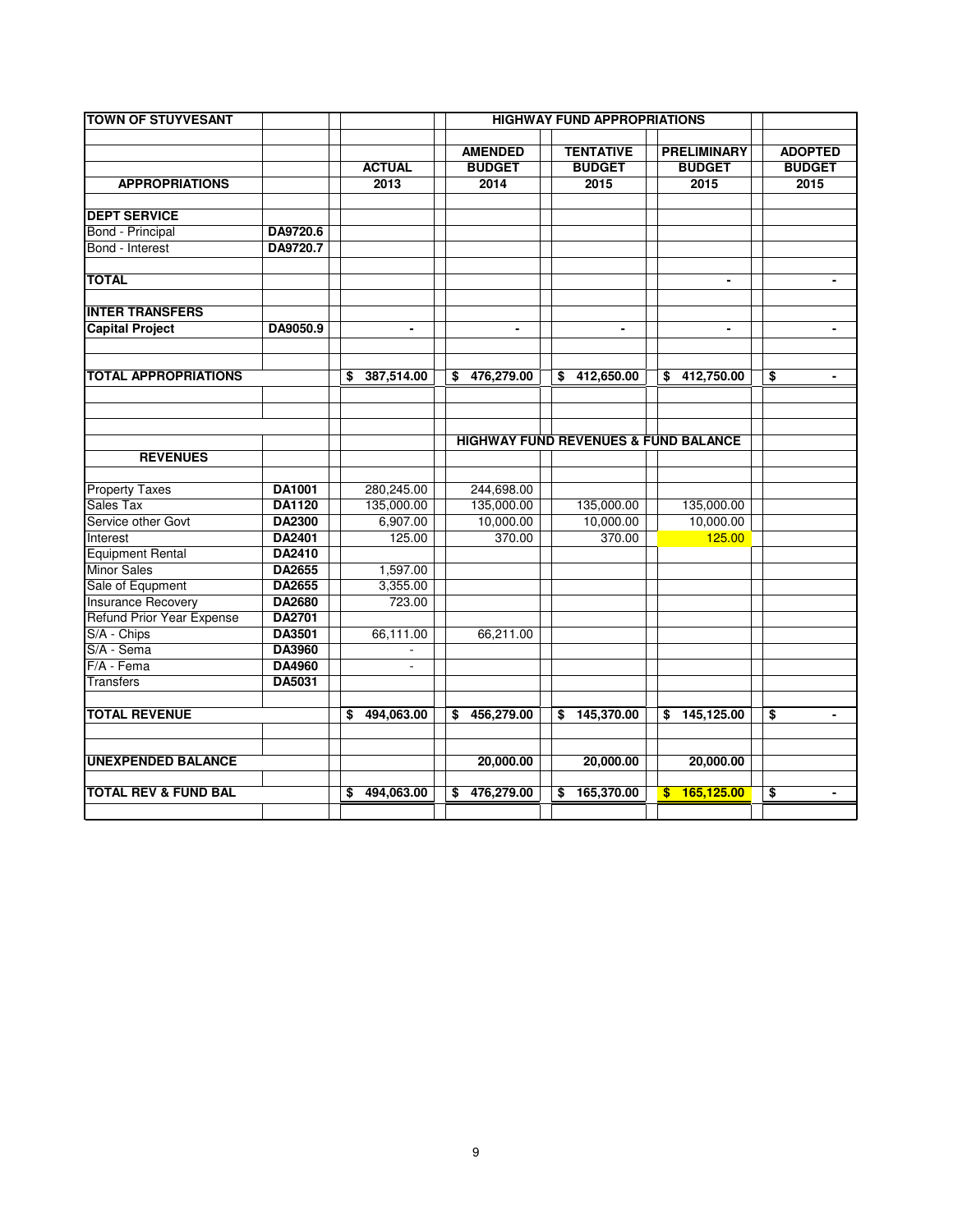| TOWN OF STUYVESANT | | | HIGHWAY FUND APPROPRIATIONS | | | |
|---|---|---|---|---|---|---|
| | | | AMENDED | TENTATIVE | PRELIMINARY | ADOPTED |
| | | ACTUAL | BUDGET | BUDGET | BUDGET | BUDGET |
| **APPROPRIATIONS** | | 2013 | 2014 | 2015 | 2015 | 2015 |
| **DEPT SERVICE** | | | | | | |
| Bond - Principal | DA9720.6 | | | | | |
| Bond - Interest | DA9720.7 | | | | | |
| **TOTAL** | | | | | - | - |
| **INTER TRANSFERS** | | | | | | |
| **Capital Project** | DA9050.9 | - | - | - | - | - |
| **TOTAL APPROPRIATIONS** | | $ 387,514.00 | $ 476,279.00 | $ 412,650.00 | $ 412,750.00 | $ - |
| | | | **HIGHWAY FUND REVENUES & FUND BALANCE** | | | |
| **REVENUES** | | | | | | |
| Property Taxes | DA1001 | 280,245.00 | 244,698.00 | | | |
| Sales Tax | DA1120 | 135,000.00 | 135,000.00 | 135,000.00 | 135,000.00 | |
| Service other Govt | DA2300 | 6,907.00 | 10,000.00 | 10,000.00 | 10,000.00 | |
| Interest | DA2401 | 125.00 | 370.00 | 370.00 | 125.00 | |
| Equipment Rental | DA2410 | | | | | |
| Minor Sales | DA2655 | 1,597.00 | | | | |
| Sale of Equpment | DA2655 | 3,355.00 | | | | |
| Insurance Recovery | DA2680 | 723.00 | | | | |
| Refund Prior Year Expense | DA2701 | | | | | |
| S/A - Chips | DA3501 | 66,111.00 | 66,211.00 | | | |
| S/A - Sema | DA3960 | - | | | | |
| F/A - Fema | DA4960 | - | | | | |
| Transfers | DA5031 | | | | | |
| **TOTAL REVENUE** | | $ 494,063.00 | $ 456,279.00 | $ 145,370.00 | $ 145,125.00 | $ - |
| **UNEXPENDED BALANCE** | | | 20,000.00 | 20,000.00 | 20,000.00 | |
| **TOTAL REV & FUND BAL** | | $ 494,063.00 | $ 476,279.00 | $ 165,370.00 | $ 165,125.00 | $ - |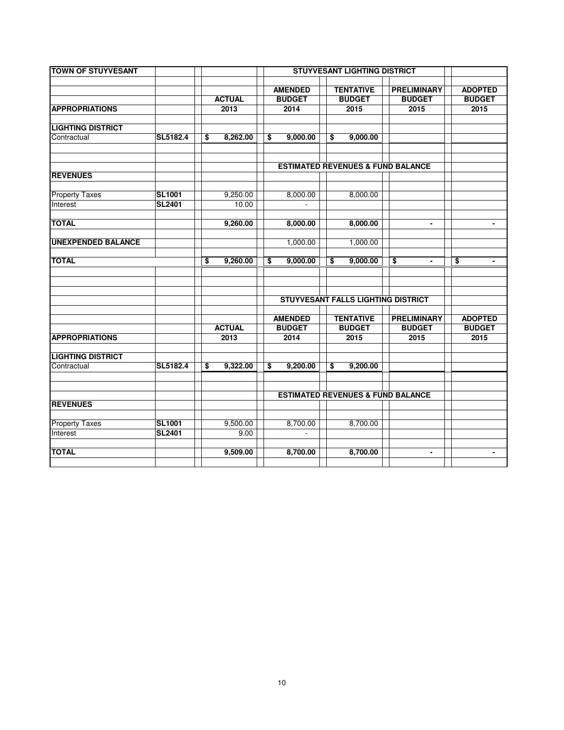| TOWN OF STUYVESANT | | STUYVESANT LIGHTING DISTRICT | | | | |
|---|---|---|---|---|---|---|
| | | | AMENDED | TENTATIVE | PRELIMINARY | ADOPTED |
| | | ACTUAL | BUDGET | BUDGET | BUDGET | BUDGET |
| **APPROPRIATIONS** | | 2013 | 2014 | 2015 | 2015 | 2015 |
| **LIGHTING DISTRICT** | | | | | | |
| Contractual | **SL5182.4** | **$ 8,262.00** | **$ 9,000.00** | **$ 9,000.00** | | |
| | | | **ESTIMATED REVENUES & FUND BALANCE** | | | |
| **REVENUES** | | | | | | |
| Property Taxes | **SL1001** | 9,250.00 | 8,000.00 | 8,000.00 | | |
| Interest | **SL2401** | 10.00 | - | | | |
| **TOTAL** | | **9,260.00** | **8,000.00** | **8,000.00** | **-** | **-** |
| **UNEXPENDED BALANCE** | | | 1,000.00 | 1,000.00 | | |
| **TOTAL** | | **$ 9,260.00** | **$ 9,000.00** | **$ 9,000.00** | **$ -** | **$ -** |

| | | STUYVESANT FALLS LIGHTING DISTRICT | | | | |
|---|---|---|---|---|---|---|
| | | | AMENDED | TENTATIVE | PRELIMINARY | ADOPTED |
| | | ACTUAL | BUDGET | BUDGET | BUDGET | BUDGET |
| **APPROPRIATIONS** | | 2013 | 2014 | 2015 | 2015 | 2015 |
| **LIGHTING DISTRICT** | | | | | | |
| Contractual | **SL5182.4** | **$ 9,322.00** | **$ 9,200.00** | **$ 9,200.00** | | |
| | | | **ESTIMATED REVENUES & FUND BALANCE** | | | |
| **REVENUES** | | | | | | |
| Property Taxes | **SL1001** | 9,500.00 | 8,700.00 | 8,700.00 | | |
| Interest | **SL2401** | 9.00 | - | | | |
| **TOTAL** | | **9,509.00** | **8,700.00** | **8,700.00** | **-** | **-** |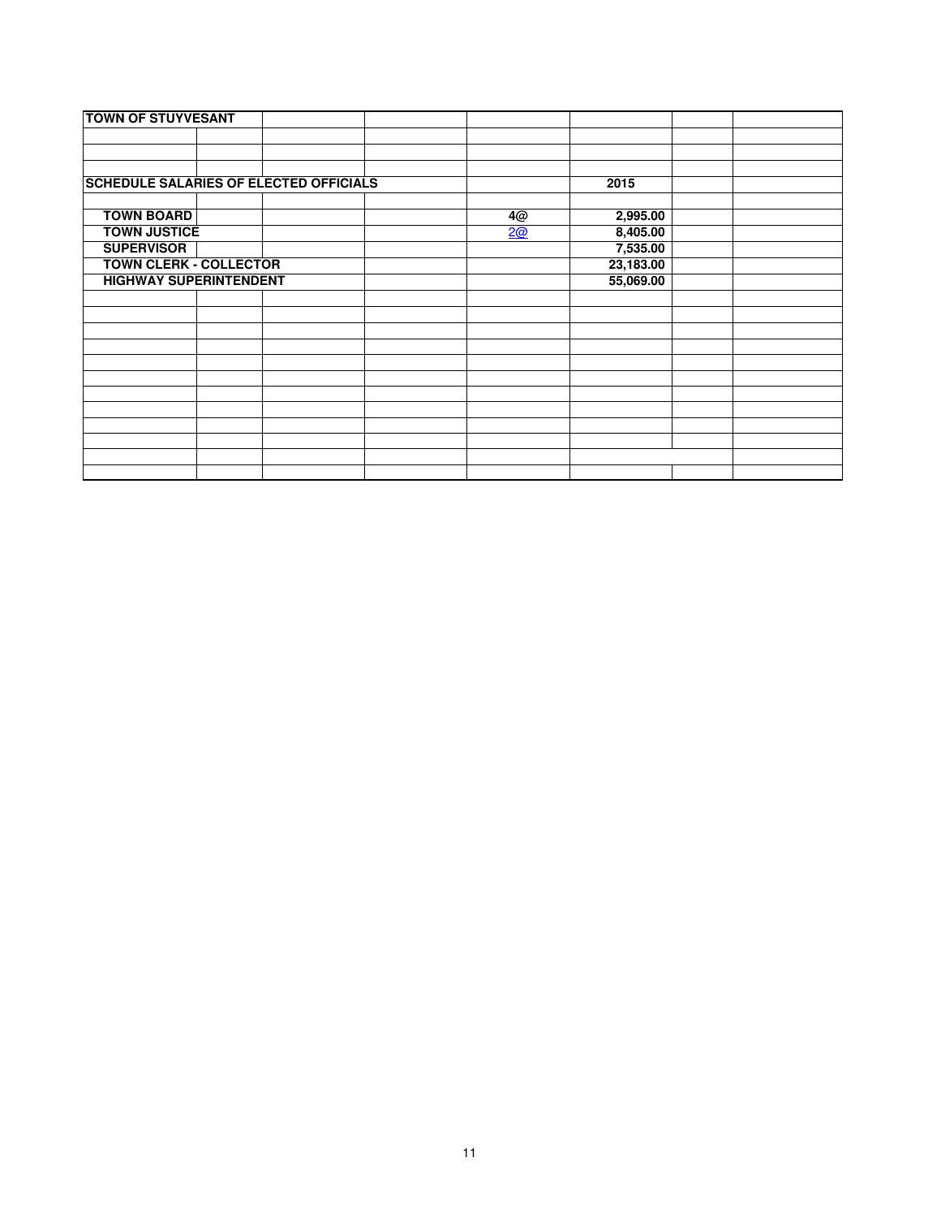| | | | | | | | |
|---|---|---|---|---|---|---|---|
| **TOWN OF STUYVESANT** | | | | | | | |
| | | | | | | | |
| | | | | | | | |
| | | | | | | | |
| **SCHEDULE SALARIES OF ELECTED OFFICIALS** | | | | | **2015** | | |
| | | | | | | | |
| **TOWN BOARD** | | | | **4@** | **2,995.00** | | |
| **TOWN JUSTICE** | | | | **2@** | **8,405.00** | | |
| **SUPERVISOR** | | | | | **7,535.00** | | |
| **TOWN CLERK - COLLECTOR** | | | | | **23,183.00** | | |
| **HIGHWAY SUPERINTENDENT** | | | | | **55,069.00** | | |